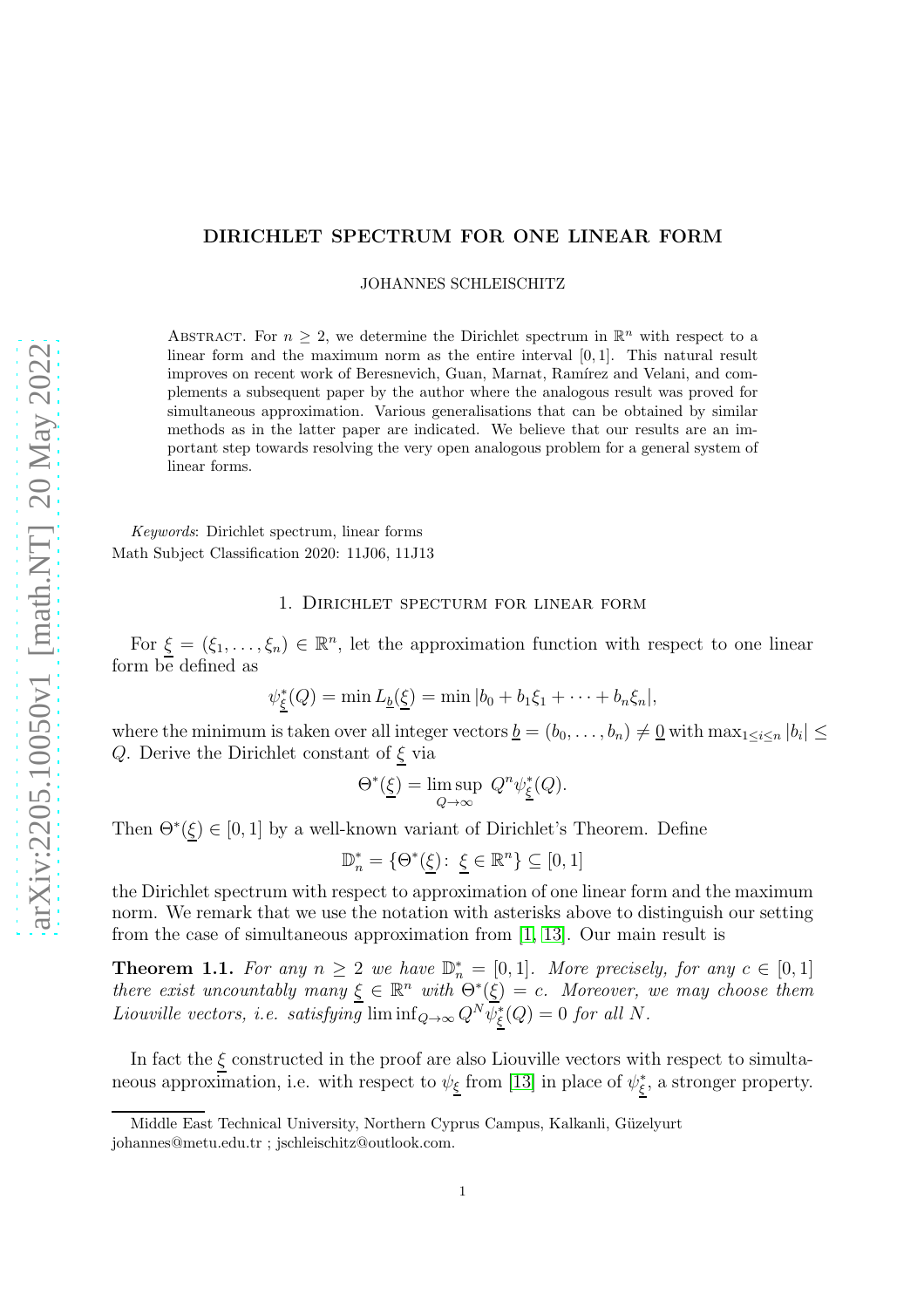# DIRICHLET SPECTRUM FOR ONE LINEAR FORM

JOHANNES SCHLEISCHITZ

Abstract. For $n \geq 2$, we determine the Dirichlet spectrum in $\mathbb{R}^n$ with respect to a linear form and the maximum norm as the entire interval $[0,1]$. This natural result improves on recent work of Beresnevich, Guan, Marnat, Ramírez and Velani, and complements a subsequent paper by the author where the analogous result was proved for simultaneous approximation. Various generalisations that can be obtained by similar methods as in the latter paper are indicated. We believe that our results are an important step towards resolving the very open analogous problem for a general system of linear forms.

*Keywords*: Dirichlet spectrum, linear forms
Math Subject Classification 2020: 11J06, 11J13

## 1. Dirichlet specturm for linear form

For $\underline{\xi} = (\xi_1, \ldots, \xi_n) \in \mathbb{R}^n$, let the approximation function with respect to one linear form be defined as

$$\psi^*_{\underline{\xi}}(Q) = \min L_{\underline{b}}(\underline{\xi}) = \min |b_0 + b_1\xi_1 + \cdots + b_n\xi_n|,$$

where the minimum is taken over all integer vectors $\underline{b} = (b_0, \ldots, b_n) \neq \underline{0}$ with $\max_{1\leq i\leq n} |b_i| \leq Q$. Derive the Dirichlet constant of $\underline{\xi}$ via

$$\Theta^*(\underline{\xi}) = \limsup_{Q\to\infty} Q^n \psi^*_{\underline{\xi}}(Q).$$

Then $\Theta^*(\underline{\xi}) \in [0,1]$ by a well-known variant of Dirichlet's Theorem. Define

$$\mathbb{D}^*_n = \{\Theta^*(\underline{\xi}) \colon \underline{\xi} \in \mathbb{R}^n\} \subseteq [0,1]$$

the Dirichlet spectrum with respect to approximation of one linear form and the maximum norm. We remark that we use the notation with asterisks above to distinguish our setting from the case of simultaneous approximation from [1, 13]. Our main result is

**Theorem 1.1.** *For any $n \geq 2$ we have $\mathbb{D}^*_n = [0,1]$. More precisely, for any $c \in [0,1]$ there exist uncountably many $\underline{\xi} \in \mathbb{R}^n$ with $\Theta^*(\underline{\xi}) = c$. Moreover, we may choose them Liouville vectors, i.e. satisfying $\liminf_{Q\to\infty} Q^N \psi^*_{\underline{\xi}}(Q) = 0$ for all $N$.*

In fact the $\underline{\xi}$ constructed in the proof are also Liouville vectors with respect to simultaneous approximation, i.e. with respect to $\psi_{\underline{\xi}}$ from [13] in place of $\psi^*_{\underline{\xi}}$, a stronger property.

Middle East Technical University, Northern Cyprus Campus, Kalkanli, Güzelyurt
johannes@metu.edu.tr ; jschleischitz@outlook.com.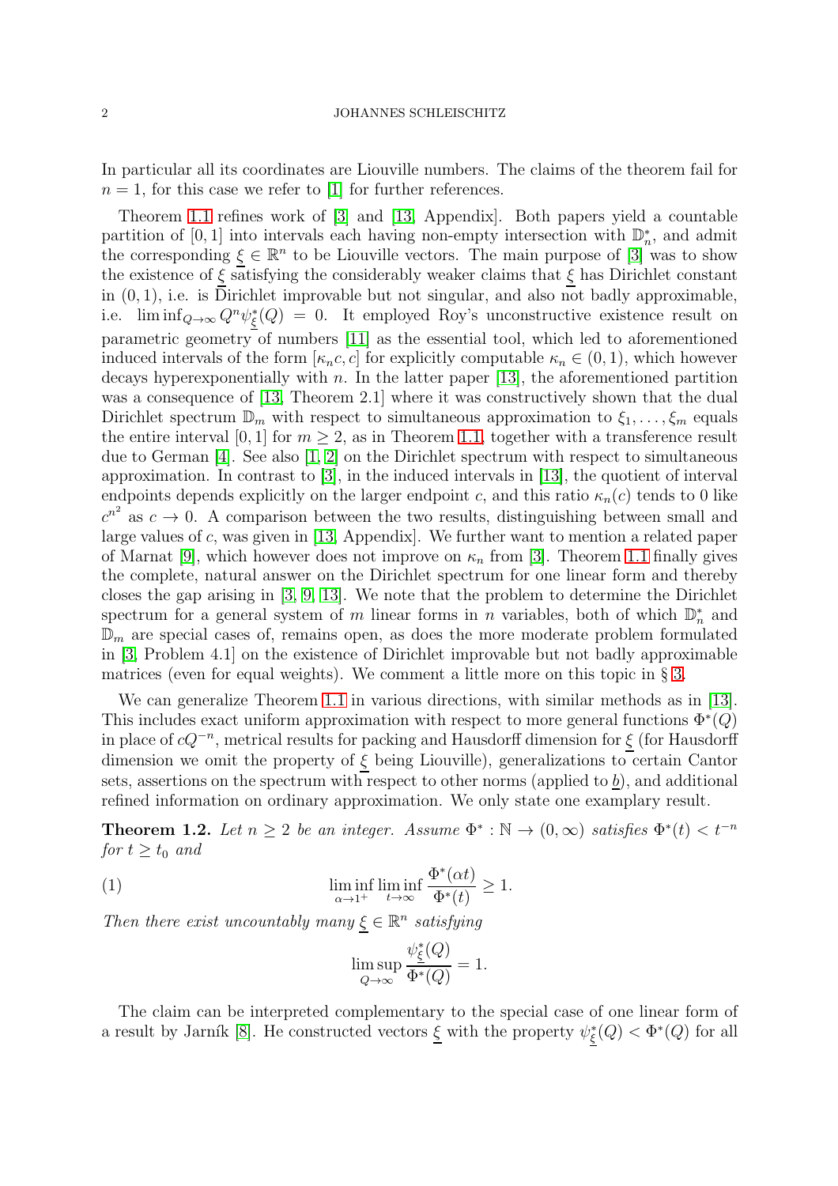In particular all its coordinates are Liouville numbers. The claims of the theorem fail for $n = 1$, for this case we refer to [1] for further references.

Theorem 1.1 refines work of [3] and [13, Appendix]. Both papers yield a countable partition of $[0, 1]$ into intervals each having non-empty intersection with $\mathbb{D}_n^*$, and admit the corresponding $\underline{\xi} \in \mathbb{R}^n$ to be Liouville vectors. The main purpose of [3] was to show the existence of $\underline{\xi}$ satisfying the considerably weaker claims that $\underline{\xi}$ has Dirichlet constant in $(0, 1)$, i.e. is Dirichlet improvable but not singular, and also not badly approximable, i.e. $\liminf_{Q\to\infty} Q^n \psi_{\underline{\xi}}^*(Q) = 0$. It employed Roy's unconstructive existence result on parametric geometry of numbers [11] as the essential tool, which led to aforementioned induced intervals of the form $[\kappa_n c, c]$ for explicitly computable $\kappa_n \in (0, 1)$, which however decays hyperexponentially with $n$. In the latter paper [13], the aforementioned partition was a consequence of [13, Theorem 2.1] where it was constructively shown that the dual Dirichlet spectrum $\mathbb{D}_m$ with respect to simultaneous approximation to $\xi_1, \ldots, \xi_m$ equals the entire interval $[0, 1]$ for $m \geq 2$, as in Theorem 1.1, together with a transference result due to German [4]. See also [1, 2] on the Dirichlet spectrum with respect to simultaneous approximation. In contrast to [3], in the induced intervals in [13], the quotient of interval endpoints depends explicitly on the larger endpoint $c$, and this ratio $\kappa_n(c)$ tends to 0 like $c^{n^2}$ as $c \to 0$. A comparison between the two results, distinguishing between small and large values of $c$, was given in [13, Appendix]. We further want to mention a related paper of Marnat [9], which however does not improve on $\kappa_n$ from [3]. Theorem 1.1 finally gives the complete, natural answer on the Dirichlet spectrum for one linear form and thereby closes the gap arising in [3, 9, 13]. We note that the problem to determine the Dirichlet spectrum for a general system of $m$ linear forms in $n$ variables, both of which $\mathbb{D}_n^*$ and $\mathbb{D}_m$ are special cases of, remains open, as does the more moderate problem formulated in [3, Problem 4.1] on the existence of Dirichlet improvable but not badly approximable matrices (even for equal weights). We comment a little more on this topic in § 3.

We can generalize Theorem 1.1 in various directions, with similar methods as in [13]. This includes exact uniform approximation with respect to more general functions $\Phi^*(Q)$ in place of $cQ^{-n}$, metrical results for packing and Hausdorff dimension for $\underline{\xi}$ (for Hausdorff dimension we omit the property of $\underline{\xi}$ being Liouville), generalizations to certain Cantor sets, assertions on the spectrum with respect to other norms (applied to $\underline{b}$), and additional refined information on ordinary approximation. We only state one examplary result.

**Theorem 1.2.** *Let $n \geq 2$ be an integer. Assume $\Phi^* : \mathbb{N} \to (0, \infty)$ satisfies $\Phi^*(t) < t^{-n}$ for $t \geq t_0$ and*

$$\liminf_{\alpha \to 1^+} \liminf_{t\to\infty} \frac{\Phi^*(\alpha t)}{\Phi^*(t)} \geq 1. \tag{1}$$

*Then there exist uncountably many $\underline{\xi} \in \mathbb{R}^n$ satisfying*

$$\limsup_{Q\to\infty} \frac{\psi_{\underline{\xi}}^*(Q)}{\Phi^*(Q)} = 1.$$

The claim can be interpreted complementary to the special case of one linear form of a result by Jarník [8]. He constructed vectors $\underline{\xi}$ with the property $\psi_{\underline{\xi}}^*(Q) < \Phi^*(Q)$ for all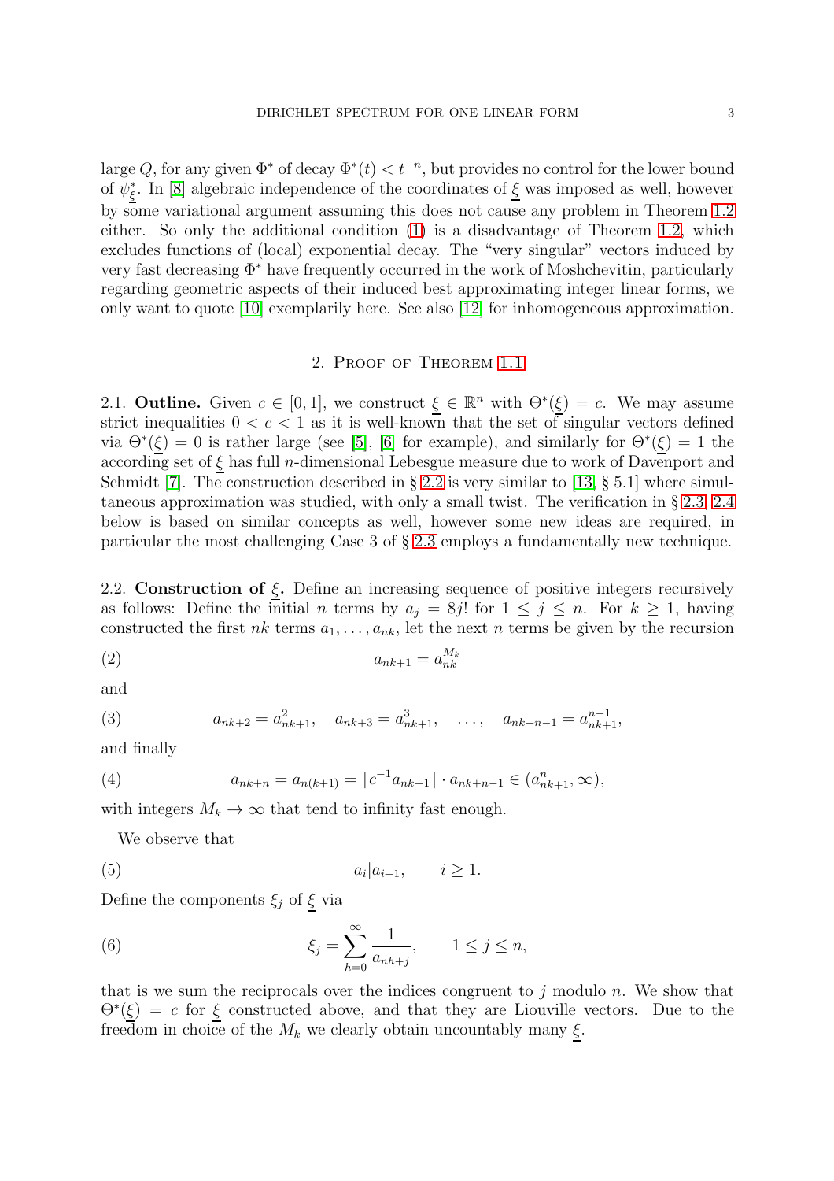large $Q$, for any given $\Phi^*$ of decay $\Phi^*(t) < t^{-n}$, but provides no control for the lower bound of $\psi^*_{\underline{\xi}}$. In [8] algebraic independence of the coordinates of $\underline{\xi}$ was imposed as well, however by some variational argument assuming this does not cause any problem in Theorem 1.2 either. So only the additional condition (1) is a disadvantage of Theorem 1.2, which excludes functions of (local) exponential decay. The "very singular" vectors induced by very fast decreasing $\Phi^*$ have frequently occurred in the work of Moshchevitin, particularly regarding geometric aspects of their induced best approximating integer linear forms, we only want to quote [10] exemplarily here. See also [12] for inhomogeneous approximation.

## 2. Proof of Theorem 1.1

**2.1. Outline.** Given $c \in [0,1]$, we construct $\underline{\xi} \in \mathbb{R}^n$ with $\Theta^*(\underline{\xi}) = c$. We may assume strict inequalities $0 < c < 1$ as it is well-known that the set of singular vectors defined via $\Theta^*(\underline{\xi}) = 0$ is rather large (see [5], [6] for example), and similarly for $\Theta^*(\underline{\xi}) = 1$ the according set of $\underline{\xi}$ has full $n$-dimensional Lebesgue measure due to work of Davenport and Schmidt [7]. The construction described in § 2.2 is very similar to [13, § 5.1] where simultaneous approximation was studied, with only a small twist. The verification in § 2.3, 2.4 below is based on similar concepts as well, however some new ideas are required, in particular the most challenging Case 3 of § 2.3 employs a fundamentally new technique.

**2.2. Construction of $\underline{\xi}$.** Define an increasing sequence of positive integers recursively as follows: Define the initial $n$ terms by $a_j = 8j!$ for $1 \le j \le n$. For $k \ge 1$, having constructed the first $nk$ terms $a_1, \ldots, a_{nk}$, let the next $n$ terms be given by the recursion

$$a_{nk+1} = a_{nk}^{M_k} \tag{2}$$

and

$$a_{nk+2} = a_{nk+1}^2, \quad a_{nk+3} = a_{nk+1}^3, \quad \ldots, \quad a_{nk+n-1} = a_{nk+1}^{n-1}, \tag{3}$$

and finally

$$a_{nk+n} = a_{n(k+1)} = \lceil c^{-1} a_{nk+1} \rceil \cdot a_{nk+n-1} \in (a_{nk+1}^n, \infty), \tag{4}$$

with integers $M_k \to \infty$ that tend to infinity fast enough.

We observe that

$$a_i | a_{i+1}, \qquad i \ge 1. \tag{5}$$

Define the components $\xi_j$ of $\underline{\xi}$ via

$$\xi_j = \sum_{h=0}^{\infty} \frac{1}{a_{nh+j}}, \qquad 1 \le j \le n, \tag{6}$$

that is we sum the reciprocals over the indices congruent to $j$ modulo $n$. We show that $\Theta^*(\underline{\xi}) = c$ for $\underline{\xi}$ constructed above, and that they are Liouville vectors. Due to the freedom in choice of the $M_k$ we clearly obtain uncountably many $\underline{\xi}$.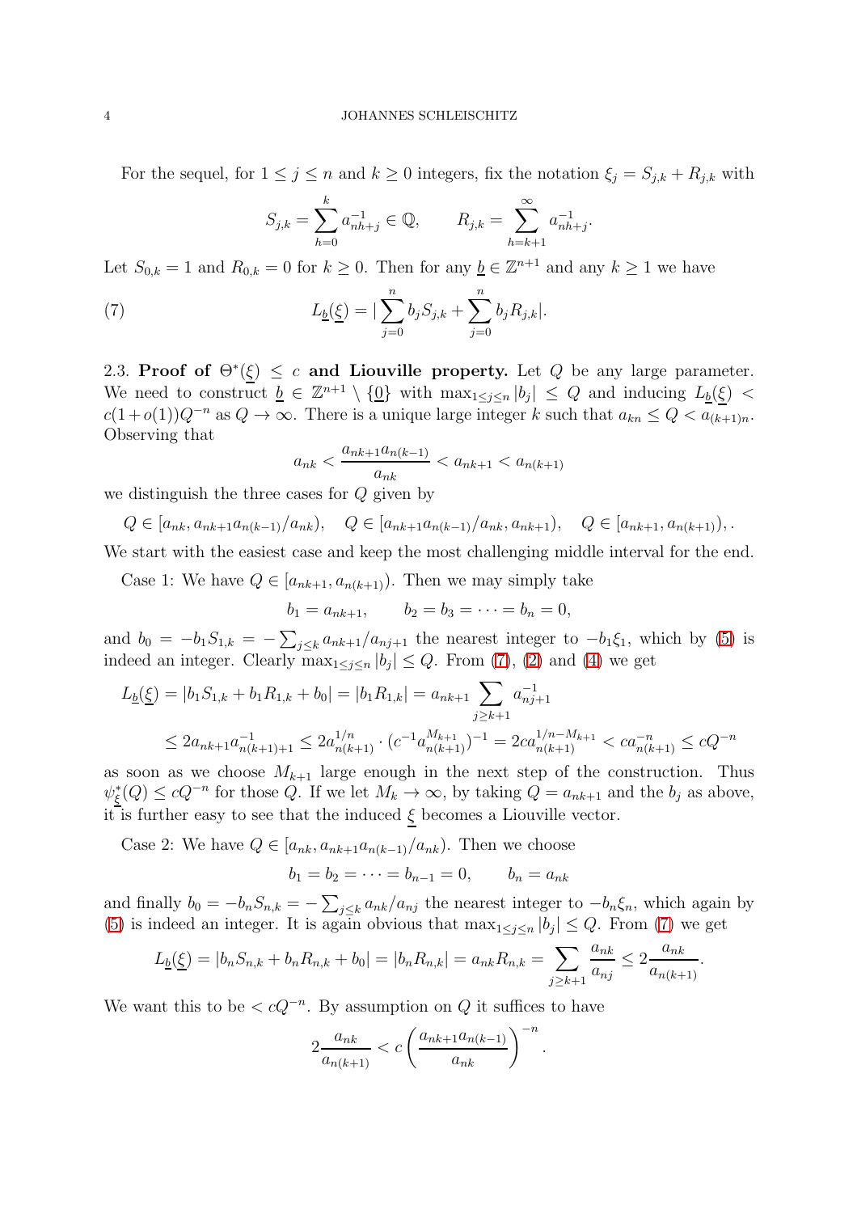For the sequel, for $1 \le j \le n$ and $k \ge 0$ integers, fix the notation $\xi_j = S_{j,k} + R_{j,k}$ with

$$S_{j,k} = \sum_{h=0}^{k} a_{nh+j}^{-1} \in \mathbb{Q}, \qquad R_{j,k} = \sum_{h=k+1}^{\infty} a_{nh+j}^{-1}.$$

Let $S_{0,k} = 1$ and $R_{0,k} = 0$ for $k \ge 0$. Then for any $\underline{b} \in \mathbb{Z}^{n+1}$ and any $k \ge 1$ we have

$$L_{\underline{b}}(\underline{\xi}) = |\sum_{j=0}^{n} b_j S_{j,k} + \sum_{j=0}^{n} b_j R_{j,k}|. \tag{7}$$

**2.3. Proof of $\Theta^*(\underline{\xi}) \le c$ and Liouville property.** Let $Q$ be any large parameter. We need to construct $\underline{b} \in \mathbb{Z}^{n+1} \setminus \{\underline{0}\}$ with $\max_{1\le j \le n} |b_j| \le Q$ and inducing $L_{\underline{b}}(\underline{\xi}) < c(1+o(1))Q^{-n}$ as $Q \to \infty$. There is a unique large integer $k$ such that $a_{kn} \le Q < a_{(k+1)n}$. Observing that

$$a_{nk} < \frac{a_{nk+1}a_{n(k-1)}}{a_{nk}} < a_{nk+1} < a_{n(k+1)}$$

we distinguish the three cases for $Q$ given by

$$Q \in [a_{nk}, a_{nk+1}a_{n(k-1)}/a_{nk}), \quad Q \in [a_{nk+1}a_{n(k-1)}/a_{nk}, a_{nk+1}), \quad Q \in [a_{nk+1}, a_{n(k+1)}),.$$

We start with the easiest case and keep the most challenging middle interval for the end.

Case 1: We have $Q \in [a_{nk+1}, a_{n(k+1)})$. Then we may simply take

$$b_1 = a_{nk+1}, \qquad b_2 = b_3 = \cdots = b_n = 0,$$

and $b_0 = -b_1 S_{1,k} = -\sum_{j\le k} a_{nk+1}/a_{nj+1}$ the nearest integer to $-b_1\xi_1$, which by (5) is indeed an integer. Clearly $\max_{1\le j\le n} |b_j| \le Q$. From (7), (2) and (4) we get

$$\begin{aligned}
L_{\underline{b}}(\underline{\xi}) &= |b_1 S_{1,k} + b_1 R_{1,k} + b_0| = |b_1 R_{1,k}| = a_{nk+1} \sum_{j \ge k+1} a_{nj+1}^{-1} \\
&\le 2a_{nk+1}a_{n(k+1)+1}^{-1} \le 2a_{n(k+1)}^{1/n} \cdot (c^{-1}a_{n(k+1)}^{M_{k+1}})^{-1} = 2ca_{n(k+1)}^{1/n - M_{k+1}} < ca_{n(k+1)}^{-n} \le cQ^{-n}
\end{aligned}$$

as soon as we choose $M_{k+1}$ large enough in the next step of the construction. Thus $\psi_{\underline{\xi}}^*(Q) \le cQ^{-n}$ for those $Q$. If we let $M_k \to \infty$, by taking $Q = a_{nk+1}$ and the $b_j$ as above, it is further easy to see that the induced $\underline{\xi}$ becomes a Liouville vector.

Case 2: We have $Q \in [a_{nk}, a_{nk+1}a_{n(k-1)}/a_{nk})$. Then we choose

$$b_1 = b_2 = \cdots = b_{n-1} = 0, \qquad b_n = a_{nk}$$

and finally $b_0 = -b_n S_{n,k} = -\sum_{j\le k} a_{nk}/a_{nj}$ the nearest integer to $-b_n\xi_n$, which again by (5) is indeed an integer. It is again obvious that $\max_{1\le j\le n} |b_j| \le Q$. From (7) we get

$$L_{\underline{b}}(\underline{\xi}) = |b_n S_{n,k} + b_n R_{n,k} + b_0| = |b_n R_{n,k}| = a_{nk}R_{n,k} = \sum_{j\ge k+1} \frac{a_{nk}}{a_{nj}} \le 2\frac{a_{nk}}{a_{n(k+1)}}.$$

We want this to be $< cQ^{-n}$. By assumption on $Q$ it suffices to have

$$2\frac{a_{nk}}{a_{n(k+1)}} < c\left(\frac{a_{nk+1}a_{n(k-1)}}{a_{nk}}\right)^{-n}.$$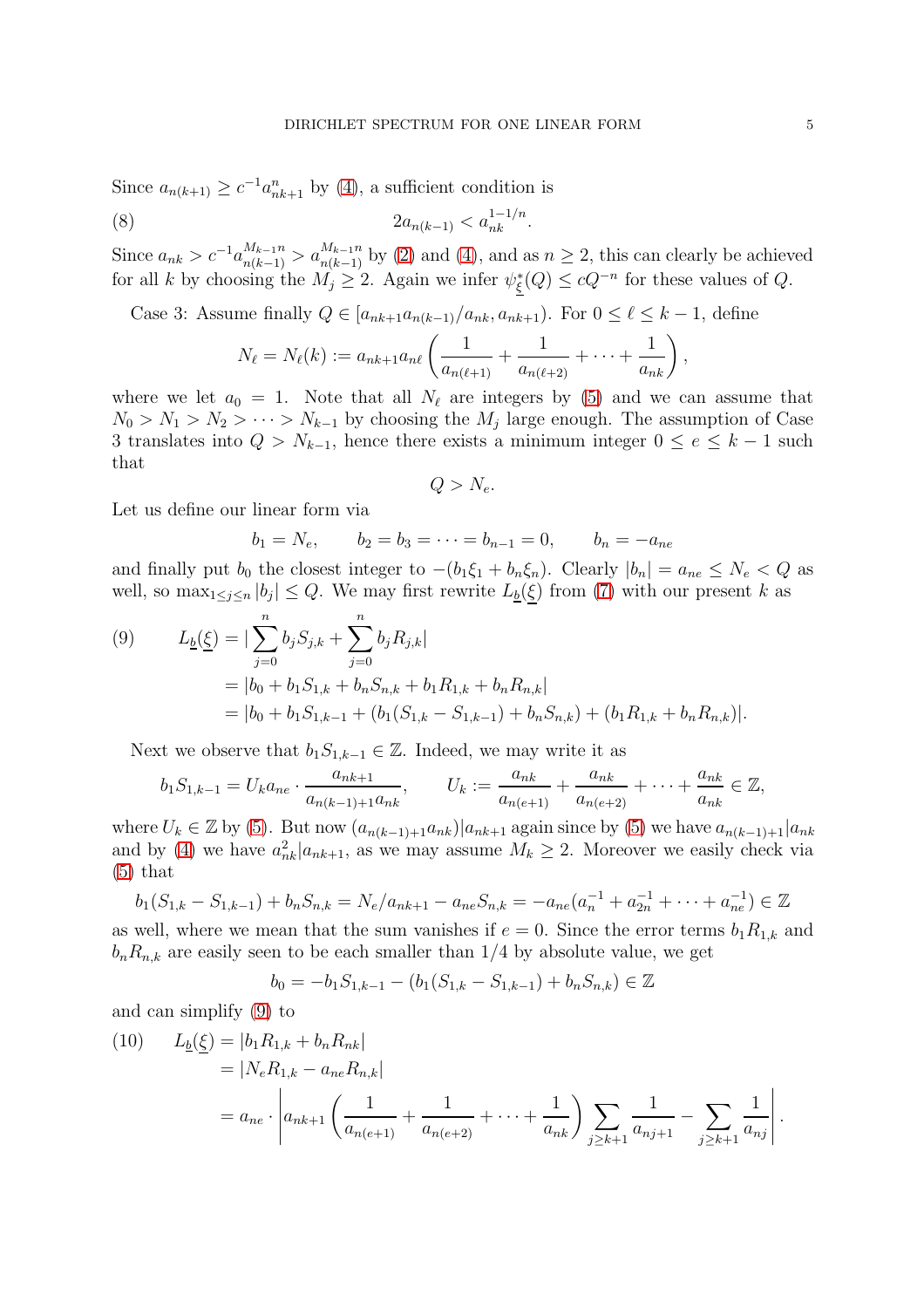Since $a_{n(k+1)} \geq c^{-1} a_{nk+1}^n$ by (4), a sufficient condition is

$$2a_{n(k-1)} < a_{nk}^{1-1/n}. \tag{8}$$

Since $a_{nk} > c^{-1} a_{n(k-1)}^{M_{k-1}n} > a_{n(k-1)}^{M_{k-1}n}$ by (2) and (4), and as $n \geq 2$, this can clearly be achieved for all $k$ by choosing the $M_j \geq 2$. Again we infer $\psi_{\underline{\xi}}^*(Q) \leq cQ^{-n}$ for these values of $Q$.

Case 3: Assume finally $Q \in [a_{nk+1} a_{n(k-1)}/a_{nk}, a_{nk+1})$. For $0 \leq \ell \leq k-1$, define

$$N_\ell = N_\ell(k) := a_{nk+1} a_{n\ell} \left( \frac{1}{a_{n(\ell+1)}} + \frac{1}{a_{n(\ell+2)}} + \cdots + \frac{1}{a_{nk}} \right),$$

where we let $a_0 = 1$. Note that all $N_\ell$ are integers by (5) and we can assume that $N_0 > N_1 > N_2 > \cdots > N_{k-1}$ by choosing the $M_j$ large enough. The assumption of Case 3 translates into $Q > N_{k-1}$, hence there exists a minimum integer $0 \leq e \leq k-1$ such that

$$Q > N_e.$$

Let us define our linear form via

$$b_1 = N_e, \qquad b_2 = b_3 = \cdots = b_{n-1} = 0, \qquad b_n = -a_{ne}$$

and finally put $b_0$ the closest integer to $-(b_1\xi_1 + b_n\xi_n)$. Clearly $|b_n| = a_{ne} \leq N_e < Q$ as well, so $\max_{1\leq j\leq n} |b_j| \leq Q$. We may first rewrite $L_{\underline{b}}(\underline{\xi})$ from (7) with our present $k$ as

$$\begin{aligned}
L_{\underline{b}}(\underline{\xi}) &= |\sum_{j=0}^{n} b_j S_{j,k} + \sum_{j=0}^{n} b_j R_{j,k}| \\
&= |b_0 + b_1 S_{1,k} + b_n S_{n,k} + b_1 R_{1,k} + b_n R_{n,k}| \\
&= |b_0 + b_1 S_{1,k-1} + (b_1(S_{1,k} - S_{1,k-1}) + b_n S_{n,k}) + (b_1 R_{1,k} + b_n R_{n,k})|.
\end{aligned} \tag{9}$$

Next we observe that $b_1 S_{1,k-1} \in \mathbb{Z}$. Indeed, we may write it as

$$b_1 S_{1,k-1} = U_k a_{ne} \cdot \frac{a_{nk+1}}{a_{n(k-1)+1} a_{nk}}, \qquad U_k := \frac{a_{nk}}{a_{n(e+1)}} + \frac{a_{nk}}{a_{n(e+2)}} + \cdots + \frac{a_{nk}}{a_{nk}} \in \mathbb{Z},$$

where $U_k \in \mathbb{Z}$ by (5). But now $(a_{n(k-1)+1} a_{nk}) | a_{nk+1}$ again since by (5) we have $a_{n(k-1)+1} | a_{nk}$ and by (4) we have $a_{nk}^2 | a_{nk+1}$, as we may assume $M_k \geq 2$. Moreover we easily check via (5) that

$$b_1(S_{1,k} - S_{1,k-1}) + b_n S_{n,k} = N_e / a_{nk+1} - a_{ne} S_{n,k} = -a_{ne}(a_n^{-1} + a_{2n}^{-1} + \cdots + a_{ne}^{-1}) \in \mathbb{Z}$$

as well, where we mean that the sum vanishes if $e = 0$. Since the error terms $b_1 R_{1,k}$ and $b_n R_{n,k}$ are easily seen to be each smaller than $1/4$ by absolute value, we get

$$b_0 = -b_1 S_{1,k-1} - (b_1(S_{1,k} - S_{1,k-1}) + b_n S_{n,k}) \in \mathbb{Z}$$

and can simplify (9) to

$$\begin{aligned}
L_{\underline{b}}(\underline{\xi}) &= |b_1 R_{1,k} + b_n R_{nk}| \\
&= |N_e R_{1,k} - a_{ne} R_{n,k}| \\
&= a_{ne} \cdot \left| a_{nk+1} \left( \frac{1}{a_{n(e+1)}} + \frac{1}{a_{n(e+2)}} + \cdots + \frac{1}{a_{nk}} \right) \sum_{j \geq k+1} \frac{1}{a_{nj+1}} - \sum_{j \geq k+1} \frac{1}{a_{nj}} \right|.
\end{aligned} \tag{10}$$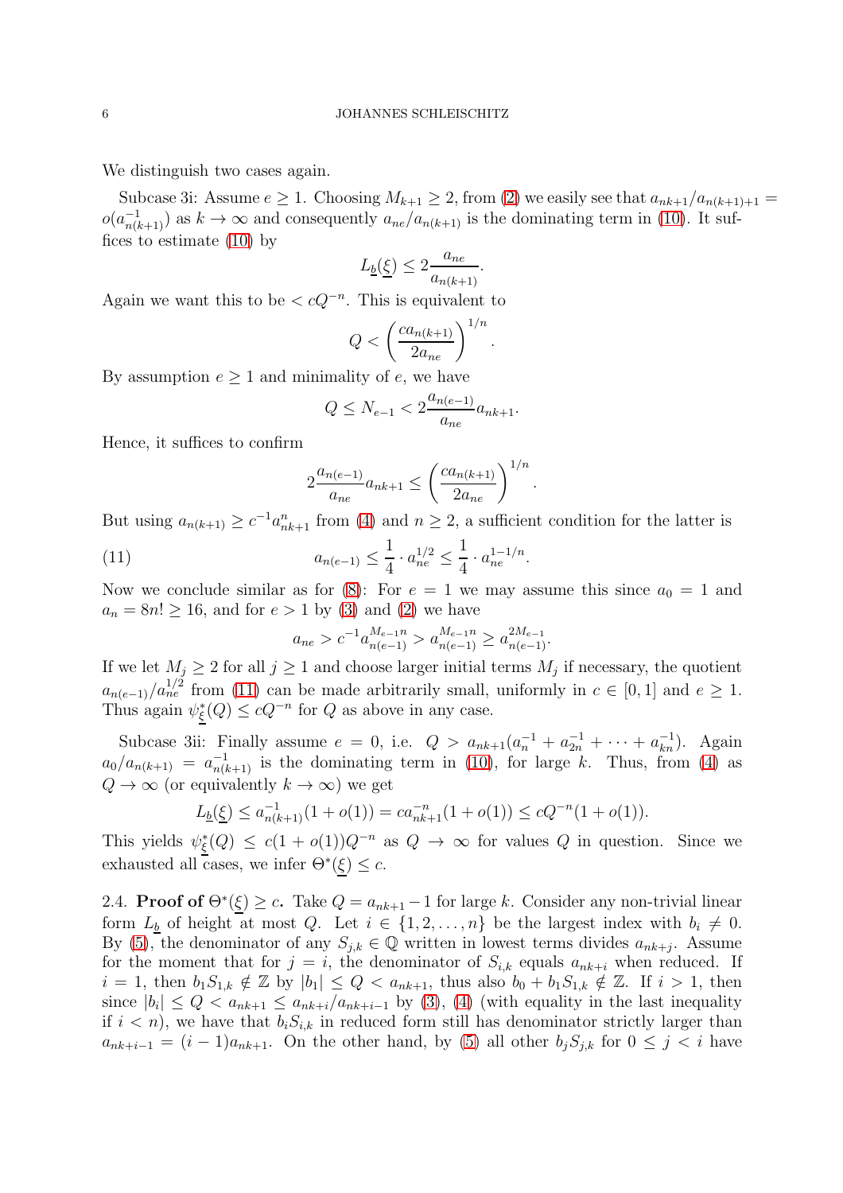We distinguish two cases again.

Subcase 3i: Assume $e \geq 1$. Choosing $M_{k+1} \geq 2$, from (2) we easily see that $a_{nk+1}/a_{n(k+1)+1} = o(a_{n(k+1)}^{-1})$ as $k \to \infty$ and consequently $a_{ne}/a_{n(k+1)}$ is the dominating term in (10). It suffices to estimate (10) by

$$L_{\underline{b}}(\underline{\xi}) \leq 2\frac{a_{ne}}{a_{n(k+1)}}.$$

Again we want this to be $< cQ^{-n}$. This is equivalent to

$$Q < \left(\frac{ca_{n(k+1)}}{2a_{ne}}\right)^{1/n}.$$

By assumption $e \geq 1$ and minimality of $e$, we have

$$Q \leq N_{e-1} < 2\frac{a_{n(e-1)}}{a_{ne}}a_{nk+1}.$$

Hence, it suffices to confirm

$$2\frac{a_{n(e-1)}}{a_{ne}}a_{nk+1} \leq \left(\frac{ca_{n(k+1)}}{2a_{ne}}\right)^{1/n}.$$

But using $a_{n(k+1)} \geq c^{-1}a_{nk+1}^{n}$ from (4) and $n \geq 2$, a sufficient condition for the latter is

$$a_{n(e-1)} \leq \frac{1}{4}\cdot a_{ne}^{1/2} \leq \frac{1}{4}\cdot a_{ne}^{1-1/n}. \tag{11}$$

Now we conclude similar as for (8): For $e = 1$ we may assume this since $a_0 = 1$ and $a_n = 8n! \geq 16$, and for $e > 1$ by (3) and (2) we have

$$a_{ne} > c^{-1}a_{n(e-1)}^{M_{e-1}n} > a_{n(e-1)}^{M_{e-1}n} \geq a_{n(e-1)}^{2M_{e-1}}.$$

If we let $M_j \geq 2$ for all $j \geq 1$ and choose larger initial terms $M_j$ if necessary, the quotient $a_{n(e-1)}/a_{ne}^{1/2}$ from (11) can be made arbitrarily small, uniformly in $c \in [0,1]$ and $e \geq 1$. Thus again $\psi_{\underline{\xi}}^{*}(Q) \leq cQ^{-n}$ for $Q$ as above in any case.

Subcase 3ii: Finally assume $e = 0$, i.e. $Q > a_{nk+1}(a_n^{-1} + a_{2n}^{-1} + \cdots + a_{kn}^{-1})$. Again $a_0/a_{n(k+1)} = a_{n(k+1)}^{-1}$ is the dominating term in (10), for large $k$. Thus, from (4) as $Q \to \infty$ (or equivalently $k \to \infty$) we get

$$L_{\underline{b}}(\underline{\xi}) \leq a_{n(k+1)}^{-1}(1 + o(1)) = ca_{nk+1}^{-n}(1 + o(1)) \leq cQ^{-n}(1 + o(1)).$$

This yields $\psi_{\underline{\xi}}^{*}(Q) \leq c(1 + o(1))Q^{-n}$ as $Q \to \infty$ for values $Q$ in question. Since we exhausted all cases, we infer $\Theta^{*}(\underline{\xi}) \leq c$.

### 2.4. Proof of $\Theta^{*}(\underline{\xi}) \geq c$.

Take $Q = a_{nk+1} - 1$ for large $k$. Consider any non-trivial linear form $L_{\underline{b}}$ of height at most $Q$. Let $i \in \{1, 2, \ldots, n\}$ be the largest index with $b_i \neq 0$. By (5), the denominator of any $S_{j,k} \in \mathbb{Q}$ written in lowest terms divides $a_{nk+j}$. Assume for the moment that for $j = i$, the denominator of $S_{i,k}$ equals $a_{nk+i}$ when reduced. If $i = 1$, then $b_1 S_{1,k} \notin \mathbb{Z}$ by $|b_1| \leq Q < a_{nk+1}$, thus also $b_0 + b_1 S_{1,k} \notin \mathbb{Z}$. If $i > 1$, then since $|b_i| \leq Q < a_{nk+1} \leq a_{nk+i}/a_{nk+i-1}$ by (3), (4) (with equality in the last inequality if $i < n$), we have that $b_i S_{i,k}$ in reduced form still has denominator strictly larger than $a_{nk+i-1} = (i-1)a_{nk+1}$. On the other hand, by (5) all other $b_j S_{j,k}$ for $0 \leq j < i$ have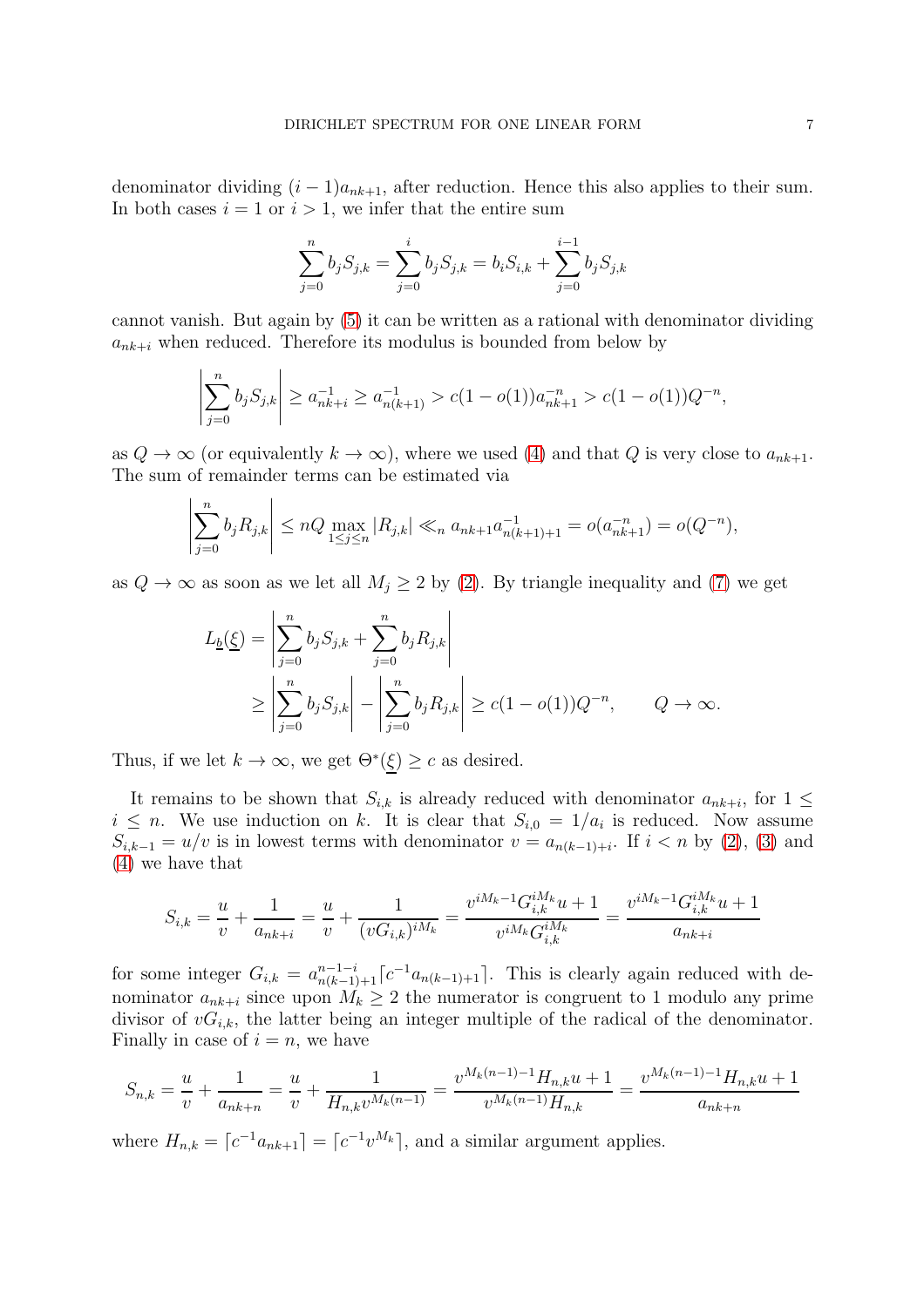denominator dividing $(i-1)a_{nk+1}$, after reduction. Hence this also applies to their sum. In both cases $i=1$ or $i>1$, we infer that the entire sum

$$\sum_{j=0}^{n} b_j S_{j,k} = \sum_{j=0}^{i} b_j S_{j,k} = b_i S_{i,k} + \sum_{j=0}^{i-1} b_j S_{j,k}$$

cannot vanish. But again by (5) it can be written as a rational with denominator dividing $a_{nk+i}$ when reduced. Therefore its modulus is bounded from below by

$$\left|\sum_{j=0}^{n} b_j S_{j,k}\right| \geq a_{nk+i}^{-1} \geq a_{n(k+1)}^{-1} > c(1-o(1))a_{nk+1}^{-n} > c(1-o(1))Q^{-n},$$

as $Q \to \infty$ (or equivalently $k \to \infty$), where we used (4) and that $Q$ is very close to $a_{nk+1}$. The sum of remainder terms can be estimated via

$$\left|\sum_{j=0}^{n} b_j R_{j,k}\right| \leq nQ \max_{1\leq j\leq n} |R_{j,k}| \ll_n a_{nk+1}a_{n(k+1)+1}^{-1} = o(a_{nk+1}^{-n}) = o(Q^{-n}),$$

as $Q \to \infty$ as soon as we let all $M_j \geq 2$ by (2). By triangle inequality and (7) we get

$$\begin{aligned} L_{\underline{b}}(\underline{\xi}) &= \left|\sum_{j=0}^{n} b_j S_{j,k} + \sum_{j=0}^{n} b_j R_{j,k}\right| \\ &\geq \left|\sum_{j=0}^{n} b_j S_{j,k}\right| - \left|\sum_{j=0}^{n} b_j R_{j,k}\right| \geq c(1-o(1))Q^{-n}, \qquad Q \to \infty. \end{aligned}$$

Thus, if we let $k \to \infty$, we get $\Theta^*(\underline{\xi}) \geq c$ as desired.

It remains to be shown that $S_{i,k}$ is already reduced with denominator $a_{nk+i}$, for $1 \leq i \leq n$. We use induction on $k$. It is clear that $S_{i,0} = 1/a_i$ is reduced. Now assume $S_{i,k-1} = u/v$ is in lowest terms with denominator $v = a_{n(k-1)+i}$. If $i < n$ by (2), (3) and (4) we have that

$$S_{i,k} = \frac{u}{v} + \frac{1}{a_{nk+i}} = \frac{u}{v} + \frac{1}{(vG_{i,k})^{iM_k}} = \frac{v^{iM_k-1}G_{i,k}^{iM_k}u + 1}{v^{iM_k}G_{i,k}^{iM_k}} = \frac{v^{iM_k-1}G_{i,k}^{iM_k}u + 1}{a_{nk+i}}$$

for some integer $G_{i,k} = a_{n(k-1)+1}^{n-1-i}\lceil c^{-1}a_{n(k-1)+1}\rceil$. This is clearly again reduced with denominator $a_{nk+i}$ since upon $M_k \geq 2$ the numerator is congruent to 1 modulo any prime divisor of $vG_{i,k}$, the latter being an integer multiple of the radical of the denominator. Finally in case of $i = n$, we have

$$S_{n,k} = \frac{u}{v} + \frac{1}{a_{nk+n}} = \frac{u}{v} + \frac{1}{H_{n,k}v^{M_k(n-1)}} = \frac{v^{M_k(n-1)-1}H_{n,k}u + 1}{v^{M_k(n-1)}H_{n,k}} = \frac{v^{M_k(n-1)-1}H_{n,k}u + 1}{a_{nk+n}}$$

where $H_{n,k} = \lceil c^{-1}a_{nk+1}\rceil = \lceil c^{-1}v^{M_k}\rceil$, and a similar argument applies.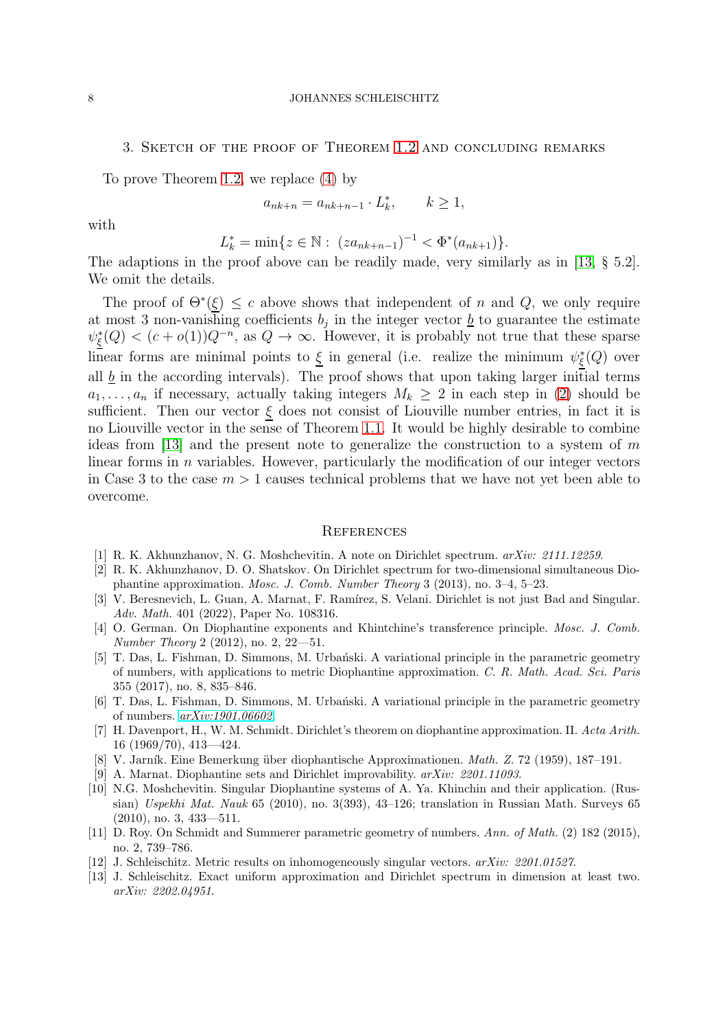## 3. Sketch of the proof of Theorem 1.2 and concluding remarks

To prove Theorem 1.2, we replace (4) by

$$a_{nk+n} = a_{nk+n-1} \cdot L_k^*, \qquad k \geq 1,$$

with

$$L_k^* = \min\{z \in \mathbb{N} : \ (za_{nk+n-1})^{-1} < \Phi^*(a_{nk+1})\}.$$

The adaptions in the proof above can be readily made, very similarly as in [13, § 5.2]. We omit the details.

The proof of $\Theta^*(\underline{\xi}) \leq c$ above shows that independent of $n$ and $Q$, we only require at most 3 non-vanishing coefficients $b_j$ in the integer vector $\underline{b}$ to guarantee the estimate $\psi^*_{\underline{\xi}}(Q) < (c + o(1))Q^{-n}$, as $Q \to \infty$. However, it is probably not true that these sparse linear forms are minimal points to $\underline{\xi}$ in general (i.e. realize the minimum $\psi^*_{\underline{\xi}}(Q)$ over all $\underline{b}$ in the according intervals). The proof shows that upon taking larger initial terms $a_1, \ldots, a_n$ if necessary, actually taking integers $M_k \geq 2$ in each step in (2) should be sufficient. Then our vector $\underline{\xi}$ does not consist of Liouville number entries, in fact it is no Liouville vector in the sense of Theorem 1.1. It would be highly desirable to combine ideas from [13] and the present note to generalize the construction to a system of $m$ linear forms in $n$ variables. However, particularly the modification of our integer vectors in Case 3 to the case $m > 1$ causes technical problems that we have not yet been able to overcome.

## References

[1] R. K. Akhunzhanov, N. G. Moshchevitin. A note on Dirichlet spectrum. *arXiv: 2111.12259*.

[2] R. K. Akhunzhanov, D. O. Shatskov. On Dirichlet spectrum for two-dimensional simultaneous Diophantine approximation. *Mosc. J. Comb. Number Theory* 3 (2013), no. 3–4, 5–23.

[3] V. Beresnevich, L. Guan, A. Marnat, F. Ramírez, S. Velani. Dirichlet is not just Bad and Singular. *Adv. Math.* 401 (2022), Paper No. 108316.

[4] O. German. On Diophantine exponents and Khintchine's transference principle. *Mosc. J. Comb. Number Theory* 2 (2012), no. 2, 22—51.

[5] T. Das, L. Fishman, D. Simmons, M. Urbański. A variational principle in the parametric geometry of numbers, with applications to metric Diophantine approximation. *C. R. Math. Acad. Sci. Paris* 355 (2017), no. 8, 835–846.

[6] T. Das, L. Fishman, D. Simmons, M. Urbański. A variational principle in the parametric geometry of numbers. *arXiv:1901.06602*.

[7] H. Davenport, H., W. M. Schmidt. Dirichlet's theorem on diophantine approximation. II. *Acta Arith.* 16 (1969/70), 413—424.

[8] V. Jarník. Eine Bemerkung über diophantische Approximationen. *Math. Z.* 72 (1959), 187–191.

[9] A. Marnat. Diophantine sets and Dirichlet improvability. *arXiv: 2201.11093*.

[10] N.G. Moshchevitin. Singular Diophantine systems of A. Ya. Khinchin and their application. (Russian) *Uspekhi Mat. Nauk* 65 (2010), no. 3(393), 43–126; translation in Russian Math. Surveys 65 (2010), no. 3, 433—511.

[11] D. Roy. On Schmidt and Summerer parametric geometry of numbers. *Ann. of Math.* (2) 182 (2015), no. 2, 739–786.

[12] J. Schleischitz. Metric results on inhomogeneously singular vectors. *arXiv: 2201.01527*.

[13] J. Schleischitz. Exact uniform approximation and Dirichlet spectrum in dimension at least two. *arXiv: 2202.04951*.